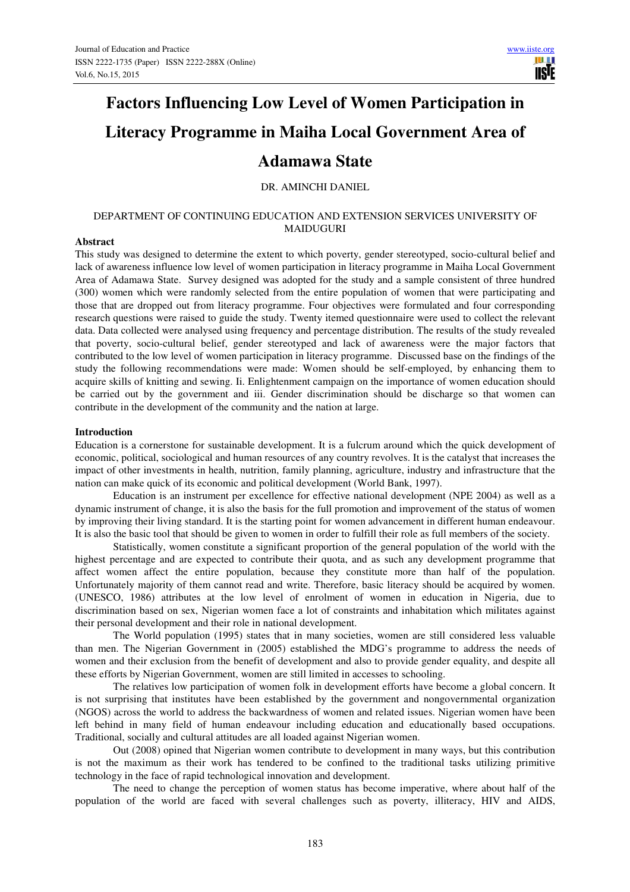# Factors Influencing Low Level of Women Participation in Literacy Programme in Maiha Local Government Area of Adamawa State

DR. AMINCHI DANIEL

DEPARTMENT OF CONTINUING EDUCATION AND EXTENSION SERVICES UNIVERSITY OF MAIDUGURI

**Abstract**

This study was designed to determine the extent to which poverty, gender stereotyped, socio-cultural belief and lack of awareness influence low level of women participation in literacy programme in Maiha Local Government Area of Adamawa State. Survey designed was adopted for the study and a sample consistent of three hundred (300) women which were randomly selected from the entire population of women that were participating and those that are dropped out from literacy programme. Four objectives were formulated and four corresponding research questions were raised to guide the study. Twenty itemed questionnaire were used to collect the relevant data. Data collected were analysed using frequency and percentage distribution. The results of the study revealed that poverty, socio-cultural belief, gender stereotyped and lack of awareness were the major factors that contributed to the low level of women participation in literacy programme. Discussed base on the findings of the study the following recommendations were made: Women should be self-employed, by enhancing them to acquire skills of knitting and sewing. Ii. Enlightenment campaign on the importance of women education should be carried out by the government and iii. Gender discrimination should be discharge so that women can contribute in the development of the community and the nation at large.

## Introduction

Education is a cornerstone for sustainable development. It is a fulcrum around which the quick development of economic, political, sociological and human resources of any country revolves. It is the catalyst that increases the impact of other investments in health, nutrition, family planning, agriculture, industry and infrastructure that the nation can make quick of its economic and political development (World Bank, 1997).

Education is an instrument per excellence for effective national development (NPE 2004) as well as a dynamic instrument of change, it is also the basis for the full promotion and improvement of the status of women by improving their living standard. It is the starting point for women advancement in different human endeavour. It is also the basic tool that should be given to women in order to fulfill their role as full members of the society.

Statistically, women constitute a significant proportion of the general population of the world with the highest percentage and are expected to contribute their quota, and as such any development programme that affect women affect the entire population, because they constitute more than half of the population. Unfortunately majority of them cannot read and write. Therefore, basic literacy should be acquired by women. (UNESCO, 1986) attributes at the low level of enrolment of women in education in Nigeria, due to discrimination based on sex, Nigerian women face a lot of constraints and inhabitation which militates against their personal development and their role in national development.

The World population (1995) states that in many societies, women are still considered less valuable than men. The Nigerian Government in (2005) established the MDG's programme to address the needs of women and their exclusion from the benefit of development and also to provide gender equality, and despite all these efforts by Nigerian Government, women are still limited in accesses to schooling.

The relatives low participation of women folk in development efforts have become a global concern. It is not surprising that institutes have been established by the government and nongovernmental organization (NGOS) across the world to address the backwardness of women and related issues. Nigerian women have been left behind in many field of human endeavour including education and educationally based occupations. Traditional, socially and cultural attitudes are all loaded against Nigerian women.

Out (2008) opined that Nigerian women contribute to development in many ways, but this contribution is not the maximum as their work has tendered to be confined to the traditional tasks utilizing primitive technology in the face of rapid technological innovation and development.

The need to change the perception of women status has become imperative, where about half of the population of the world are faced with several challenges such as poverty, illiteracy, HIV and AIDS,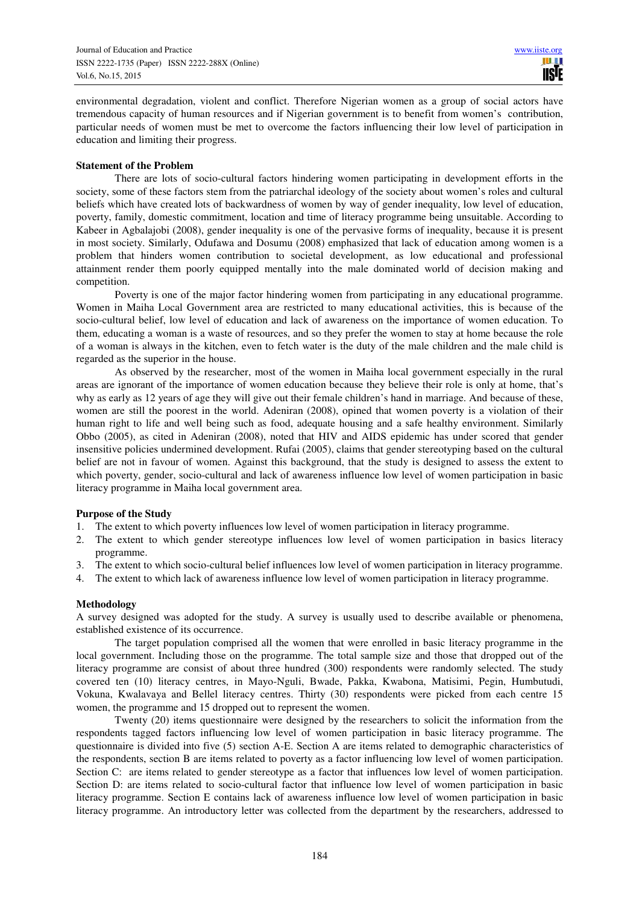environmental degradation, violent and conflict. Therefore Nigerian women as a group of social actors have tremendous capacity of human resources and if Nigerian government is to benefit from women's contribution, particular needs of women must be met to overcome the factors influencing their low level of participation in education and limiting their progress.

**Statement of the Problem**

There are lots of socio-cultural factors hindering women participating in development efforts in the society, some of these factors stem from the patriarchal ideology of the society about women's roles and cultural beliefs which have created lots of backwardness of women by way of gender inequality, low level of education, poverty, family, domestic commitment, location and time of literacy programme being unsuitable. According to Kabeer in Agbalajobi (2008), gender inequality is one of the pervasive forms of inequality, because it is present in most society. Similarly, Odufawa and Dosumu (2008) emphasized that lack of education among women is a problem that hinders women contribution to societal development, as low educational and professional attainment render them poorly equipped mentally into the male dominated world of decision making and competition.

Poverty is one of the major factor hindering women from participating in any educational programme. Women in Maiha Local Government area are restricted to many educational activities, this is because of the socio-cultural belief, low level of education and lack of awareness on the importance of women education. To them, educating a woman is a waste of resources, and so they prefer the women to stay at home because the role of a woman is always in the kitchen, even to fetch water is the duty of the male children and the male child is regarded as the superior in the house.

As observed by the researcher, most of the women in Maiha local government especially in the rural areas are ignorant of the importance of women education because they believe their role is only at home, that's why as early as 12 years of age they will give out their female children's hand in marriage. And because of these, women are still the poorest in the world. Adeniran (2008), opined that women poverty is a violation of their human right to life and well being such as food, adequate housing and a safe healthy environment. Similarly Obbo (2005), as cited in Adeniran (2008), noted that HIV and AIDS epidemic has under scored that gender insensitive policies undermined development. Rufai (2005), claims that gender stereotyping based on the cultural belief are not in favour of women. Against this background, that the study is designed to assess the extent to which poverty, gender, socio-cultural and lack of awareness influence low level of women participation in basic literacy programme in Maiha local government area.

**Purpose of the Study**

1. The extent to which poverty influences low level of women participation in literacy programme.
2. The extent to which gender stereotype influences low level of women participation in basics literacy programme.
3. The extent to which socio-cultural belief influences low level of women participation in literacy programme.
4. The extent to which lack of awareness influence low level of women participation in literacy programme.

**Methodology**

A survey designed was adopted for the study. A survey is usually used to describe available or phenomena, established existence of its occurrence.

The target population comprised all the women that were enrolled in basic literacy programme in the local government. Including those on the programme. The total sample size and those that dropped out of the literacy programme are consist of about three hundred (300) respondents were randomly selected. The study covered ten (10) literacy centres, in Mayo-Nguli, Bwade, Pakka, Kwabona, Matisimi, Pegin, Humbutudi, Vokuna, Kwalavaya and Bellel literacy centres. Thirty (30) respondents were picked from each centre 15 women, the programme and 15 dropped out to represent the women.

Twenty (20) items questionnaire were designed by the researchers to solicit the information from the respondents tagged factors influencing low level of women participation in basic literacy programme. The questionnaire is divided into five (5) section A-E. Section A are items related to demographic characteristics of the respondents, section B are items related to poverty as a factor influencing low level of women participation. Section C: are items related to gender stereotype as a factor that influences low level of women participation. Section D: are items related to socio-cultural factor that influence low level of women participation in basic literacy programme. Section E contains lack of awareness influence low level of women participation in basic literacy programme. An introductory letter was collected from the department by the researchers, addressed to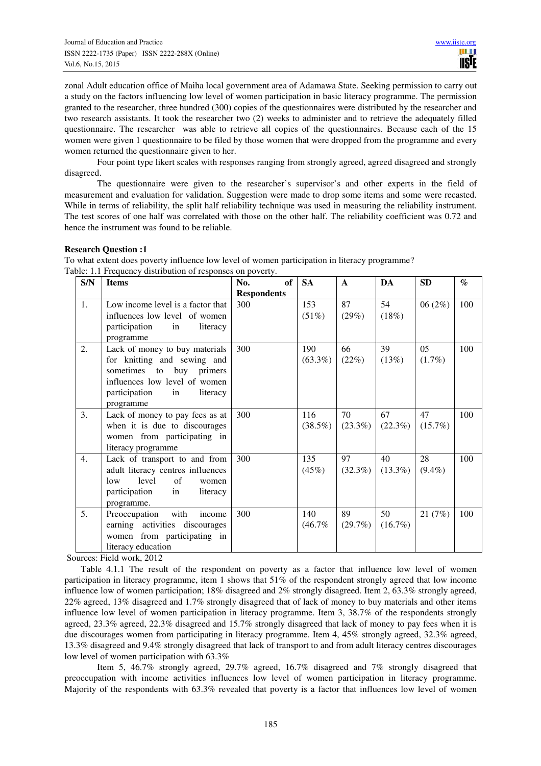zonal Adult education office of Maiha local government area of Adamawa State. Seeking permission to carry out a study on the factors influencing low level of women participation in basic literacy programme. The permission granted to the researcher, three hundred (300) copies of the questionnaires were distributed by the researcher and two research assistants. It took the researcher two (2) weeks to administer and to retrieve the adequately filled questionnaire. The researcher was able to retrieve all copies of the questionnaires. Because each of the 15 women were given 1 questionnaire to be filed by those women that were dropped from the programme and every women returned the questionnaire given to her.

Four point type likert scales with responses ranging from strongly agreed, agreed disagreed and strongly disagreed.

The questionnaire were given to the researcher's supervisor's and other experts in the field of measurement and evaluation for validation. Suggestion were made to drop some items and some were recasted. While in terms of reliability, the split half reliability technique was used in measuring the reliability instrument. The test scores of one half was correlated with those on the other half. The reliability coefficient was 0.72 and hence the instrument was found to be reliable.

**Research Question :1**

To what extent does poverty influence low level of women participation in literacy programme?

Table: 1.1 Frequency distribution of responses on poverty.

| S/N | Items | No. of Respondents | SA | A | DA | SD | % |
|---|---|---|---|---|---|---|---|
| 1. | Low income level is a factor that influences low level of women participation in literacy programme | 300 | 153 (51%) | 87 (29%) | 54 (18%) | 06 (2%) | 100 |
| 2. | Lack of money to buy materials for knitting and sewing and sometimes to buy primers influences low level of women participation in literacy programme | 300 | 190 (63.3%) | 66 (22%) | 39 (13%) | 05 (1.7%) | 100 |
| 3. | Lack of money to pay fees as at when it is due to discourages women from participating in literacy programme | 300 | 116 (38.5%) | 70 (23.3%) | 67 (22.3%) | 47 (15.7%) | 100 |
| 4. | Lack of transport to and from adult literacy centres influences low level of women participation in literacy programme. | 300 | 135 (45%) | 97 (32.3%) | 40 (13.3%) | 28 (9.4%) | 100 |
| 5. | Preoccupation with income earning activities discourages women from participating in literacy education | 300 | 140 (46.7% | 89 (29.7%) | 50 (16.7%) | 21 (7%) | 100 |

Sources: Field work, 2012

Table 4.1.1 The result of the respondent on poverty as a factor that influence low level of women participation in literacy programme, item 1 shows that 51% of the respondent strongly agreed that low income influence low of women participation; 18% disagreed and 2% strongly disagreed. Item 2, 63.3% strongly agreed, 22% agreed, 13% disagreed and 1.7% strongly disagreed that of lack of money to buy materials and other items influence low level of women participation in literacy programme. Item 3, 38.7% of the respondents strongly agreed, 23.3% agreed, 22.3% disagreed and 15.7% strongly disagreed that lack of money to pay fees when it is due discourages women from participating in literacy programme. Item 4, 45% strongly agreed, 32.3% agreed, 13.3% disagreed and 9.4% strongly disagreed that lack of transport to and from adult literacy centres discourages low level of women participation with 63.3%

Item 5, 46.7% strongly agreed, 29.7% agreed, 16.7% disagreed and 7% strongly disagreed that preoccupation with income activities influences low level of women participation in literacy programme. Majority of the respondents with 63.3% revealed that poverty is a factor that influences low level of women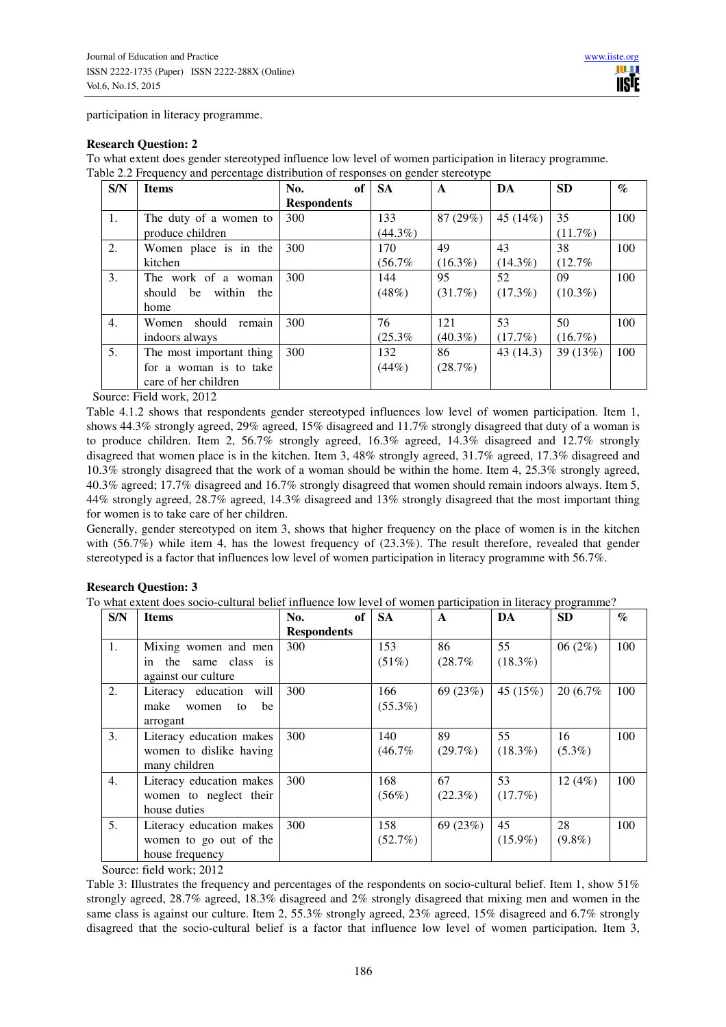participation in literacy programme.

**Research Question: 2**

To what extent does gender stereotyped influence low level of women participation in literacy programme.

Table 2.2 Frequency and percentage distribution of responses on gender stereotype

| S/N | Items | No. of Respondents | SA | A | DA | SD | % |
|---|---|---|---|---|---|---|---|
| 1. | The duty of a women to produce children | 300 | 133 (44.3%) | 87 (29%) | 45 (14%) | 35 (11.7%) | 100 |
| 2. | Women place is in the kitchen | 300 | 170 (56.7% | 49 (16.3%) | 43 (14.3%) | 38 (12.7% | 100 |
| 3. | The work of a woman should be within the home | 300 | 144 (48%) | 95 (31.7%) | 52 (17.3%) | 09 (10.3%) | 100 |
| 4. | Women should remain indoors always | 300 | 76 (25.3% | 121 (40.3%) | 53 (17.7%) | 50 (16.7%) | 100 |
| 5. | The most important thing for a woman is to take care of her children | 300 | 132 (44%) | 86 (28.7%) | 43 (14.3) | 39 (13%) | 100 |

Source: Field work, 2012

Table 4.1.2 shows that respondents gender stereotyped influences low level of women participation. Item 1, shows 44.3% strongly agreed, 29% agreed, 15% disagreed and 11.7% strongly disagreed that duty of a woman is to produce children. Item 2, 56.7% strongly agreed, 16.3% agreed, 14.3% disagreed and 12.7% strongly disagreed that women place is in the kitchen. Item 3, 48% strongly agreed, 31.7% agreed, 17.3% disagreed and 10.3% strongly disagreed that the work of a woman should be within the home. Item 4, 25.3% strongly agreed, 40.3% agreed; 17.7% disagreed and 16.7% strongly disagreed that women should remain indoors always. Item 5, 44% strongly agreed, 28.7% agreed, 14.3% disagreed and 13% strongly disagreed that the most important thing for women is to take care of her children.

Generally, gender stereotyped on item 3, shows that higher frequency on the place of women is in the kitchen with (56.7%) while item 4, has the lowest frequency of (23.3%). The result therefore, revealed that gender stereotyped is a factor that influences low level of women participation in literacy programme with 56.7%.

**Research Question: 3**

To what extent does socio-cultural belief influence low level of women participation in literacy programme?

| S/N | Items | No. of Respondents | SA | A | DA | SD | % |
|---|---|---|---|---|---|---|---|
| 1. | Mixing women and men in the same class is against our culture | 300 | 153 (51%) | 86 (28.7% | 55 (18.3%) | 06 (2%) | 100 |
| 2. | Literacy education will make women to be arrogant | 300 | 166 (55.3%) | 69 (23%) | 45 (15%) | 20 (6.7% | 100 |
| 3. | Literacy education makes women to dislike having many children | 300 | 140 (46.7% | 89 (29.7%) | 55 (18.3%) | 16 (5.3%) | 100 |
| 4. | Literacy education makes women to neglect their house duties | 300 | 168 (56%) | 67 (22.3%) | 53 (17.7%) | 12 (4%) | 100 |
| 5. | Literacy education makes women to go out of the house frequency | 300 | 158 (52.7%) | 69 (23%) | 45 (15.9%) | 28 (9.8%) | 100 |

Source: field work; 2012

Table 3: Illustrates the frequency and percentages of the respondents on socio-cultural belief. Item 1, show 51% strongly agreed, 28.7% agreed, 18.3% disagreed and 2% strongly disagreed that mixing men and women in the same class is against our culture. Item 2, 55.3% strongly agreed, 23% agreed, 15% disagreed and 6.7% strongly disagreed that the socio-cultural belief is a factor that influence low level of women participation. Item 3,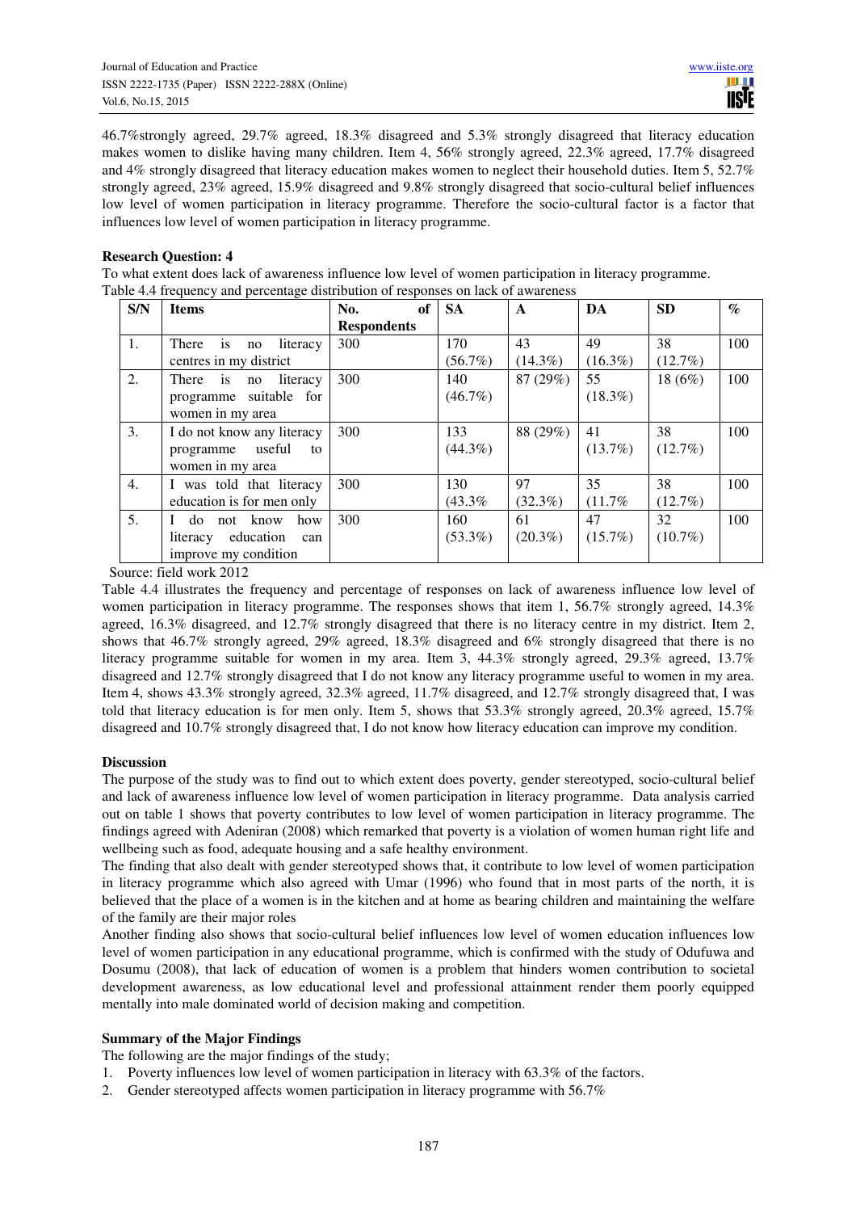46.7%strongly agreed, 29.7% agreed, 18.3% disagreed and 5.3% strongly disagreed that literacy education makes women to dislike having many children. Item 4, 56% strongly agreed, 22.3% agreed, 17.7% disagreed and 4% strongly disagreed that literacy education makes women to neglect their household duties. Item 5, 52.7% strongly agreed, 23% agreed, 15.9% disagreed and 9.8% strongly disagreed that socio-cultural belief influences low level of women participation in literacy programme. Therefore the socio-cultural factor is a factor that influences low level of women participation in literacy programme.

**Research Question: 4**

To what extent does lack of awareness influence low level of women participation in literacy programme.

Table 4.4 frequency and percentage distribution of responses on lack of awareness

| S/N | Items | No. of Respondents | SA | A | DA | SD | % |
|---|---|---|---|---|---|---|---|
| 1. | There is no literacy centres in my district | 300 | 170 (56.7%) | 43 (14.3%) | 49 (16.3%) | 38 (12.7%) | 100 |
| 2. | There is no literacy programme suitable for women in my area | 300 | 140 (46.7%) | 87 (29%) | 55 (18.3%) | 18 (6%) | 100 |
| 3. | I do not know any literacy programme useful to women in my area | 300 | 133 (44.3%) | 88 (29%) | 41 (13.7%) | 38 (12.7%) | 100 |
| 4. | I was told that literacy education is for men only | 300 | 130 (43.3% | 97 (32.3%) | 35 (11.7% | 38 (12.7%) | 100 |
| 5. | I do not know how literacy education can improve my condition | 300 | 160 (53.3%) | 61 (20.3%) | 47 (15.7%) | 32 (10.7%) | 100 |

Source: field work 2012

Table 4.4 illustrates the frequency and percentage of responses on lack of awareness influence low level of women participation in literacy programme. The responses shows that item 1, 56.7% strongly agreed, 14.3% agreed, 16.3% disagreed, and 12.7% strongly disagreed that there is no literacy centre in my district. Item 2, shows that 46.7% strongly agreed, 29% agreed, 18.3% disagreed and 6% strongly disagreed that there is no literacy programme suitable for women in my area. Item 3, 44.3% strongly agreed, 29.3% agreed, 13.7% disagreed and 12.7% strongly disagreed that I do not know any literacy programme useful to women in my area. Item 4, shows 43.3% strongly agreed, 32.3% agreed, 11.7% disagreed, and 12.7% strongly disagreed that, I was told that literacy education is for men only. Item 5, shows that 53.3% strongly agreed, 20.3% agreed, 15.7% disagreed and 10.7% strongly disagreed that, I do not know how literacy education can improve my condition.

**Discussion**

The purpose of the study was to find out to which extent does poverty, gender stereotyped, socio-cultural belief and lack of awareness influence low level of women participation in literacy programme. Data analysis carried out on table 1 shows that poverty contributes to low level of women participation in literacy programme. The findings agreed with Adeniran (2008) which remarked that poverty is a violation of women human right life and wellbeing such as food, adequate housing and a safe healthy environment.

The finding that also dealt with gender stereotyped shows that, it contribute to low level of women participation in literacy programme which also agreed with Umar (1996) who found that in most parts of the north, it is believed that the place of a women is in the kitchen and at home as bearing children and maintaining the welfare of the family are their major roles

Another finding also shows that socio-cultural belief influences low level of women education influences low level of women participation in any educational programme, which is confirmed with the study of Odufuwa and Dosumu (2008), that lack of education of women is a problem that hinders women contribution to societal development awareness, as low educational level and professional attainment render them poorly equipped mentally into male dominated world of decision making and competition.

**Summary of the Major Findings**

The following are the major findings of the study;

1. Poverty influences low level of women participation in literacy with 63.3% of the factors.
2. Gender stereotyped affects women participation in literacy programme with 56.7%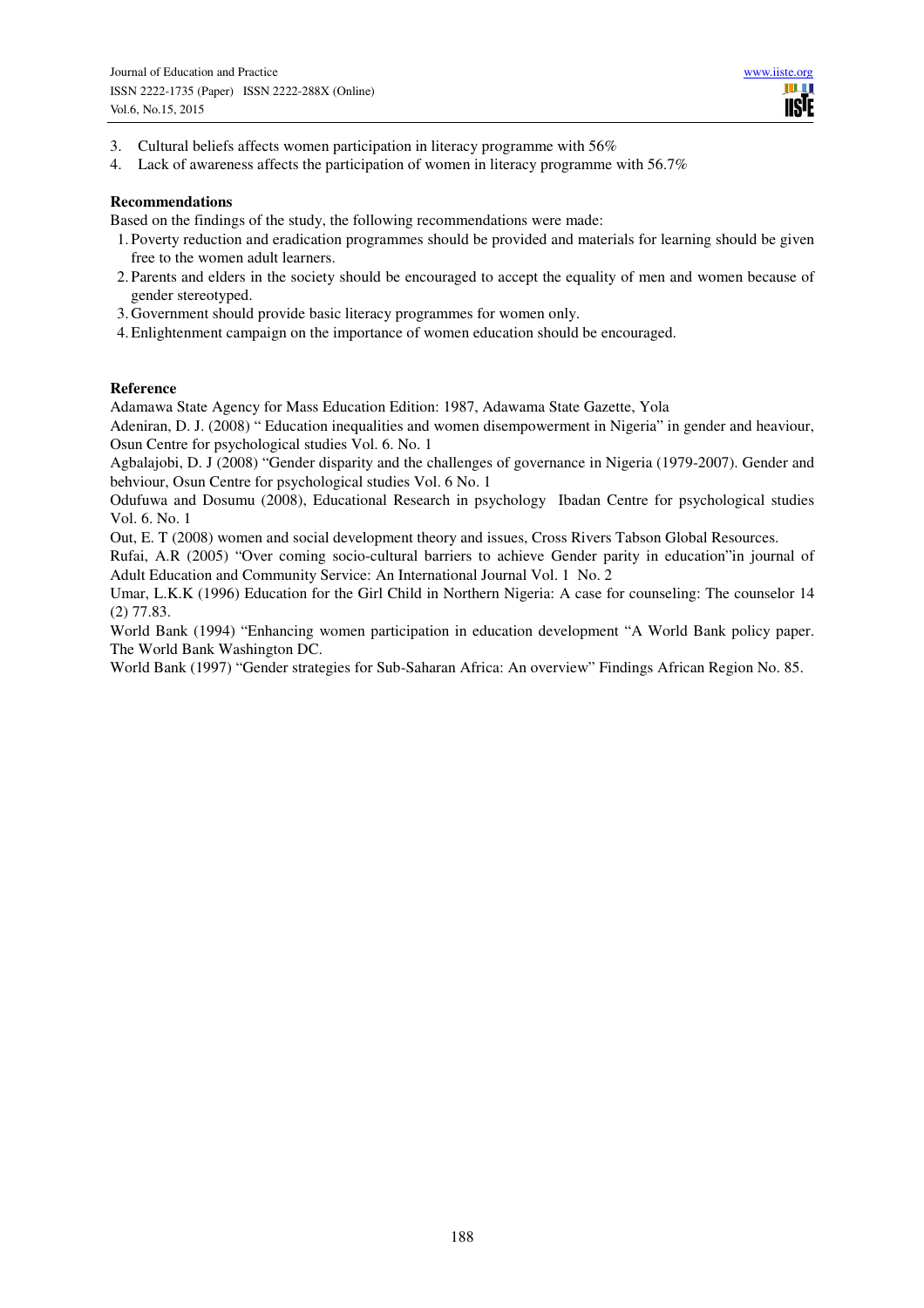3. Cultural beliefs affects women participation in literacy programme with 56%
4. Lack of awareness affects the participation of women in literacy programme with 56.7%

**Recommendations**

Based on the findings of the study, the following recommendations were made:

1. Poverty reduction and eradication programmes should be provided and materials for learning should be given free to the women adult learners.
2. Parents and elders in the society should be encouraged to accept the equality of men and women because of gender stereotyped.
3. Government should provide basic literacy programmes for women only.
4. Enlightenment campaign on the importance of women education should be encouraged.

**Reference**

Adamawa State Agency for Mass Education Edition: 1987, Adawama State Gazette, Yola

Adeniran, D. J. (2008) " Education inequalities and women disempowerment in Nigeria" in gender and heaviour, Osun Centre for psychological studies Vol. 6. No. 1

Agbalajobi, D. J (2008) "Gender disparity and the challenges of governance in Nigeria (1979-2007). Gender and behviour, Osun Centre for psychological studies Vol. 6 No. 1

Odufuwa and Dosumu (2008), Educational Research in psychology Ibadan Centre for psychological studies Vol. 6. No. 1

Out, E. T (2008) women and social development theory and issues, Cross Rivers Tabson Global Resources.

Rufai, A.R (2005) "Over coming socio-cultural barriers to achieve Gender parity in education"in journal of Adult Education and Community Service: An International Journal Vol. 1 No. 2

Umar, L.K.K (1996) Education for the Girl Child in Northern Nigeria: A case for counseling: The counselor 14 (2) 77.83.

World Bank (1994) "Enhancing women participation in education development "A World Bank policy paper. The World Bank Washington DC.

World Bank (1997) "Gender strategies for Sub-Saharan Africa: An overview" Findings African Region No. 85.